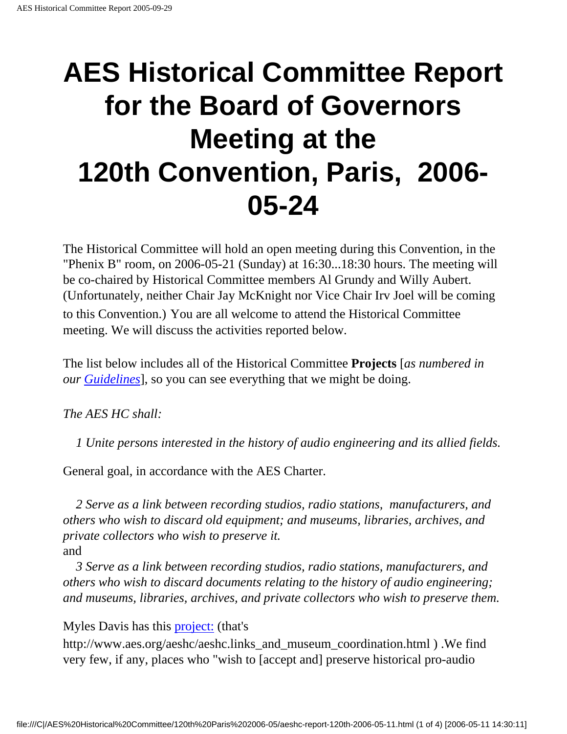# AES Historical Committee Report for the Board of Governors Meeting at the 120th Convention, Paris, 2006-05-24

The Historical Committee will hold an open meeting during this Convention, in the "Phenix B" room, on 2006-05-21 (Sunday) at 16:30...18:30 hours. The meeting will be co-chaired by Historical Committee members Al Grundy and Willy Aubert. (Unfortunately, neither Chair Jay McKnight nor Vice Chair Irv Joel will be coming to this Convention.) You are all welcome to attend the Historical Committee meeting. We will discuss the activities reported below.

The list below includes all of the Historical Committee **Projects** [*as numbered in our Guidelines*], so you can see everything that we might be doing.

*The AES HC shall:*

*1 Unite persons interested in the history of audio engineering and its allied fields.*

General goal, in accordance with the AES Charter.

*2 Serve as a link between recording studios, radio stations, manufacturers, and others who wish to discard old equipment; and museums, libraries, archives, and private collectors who wish to preserve it.*

and

*3 Serve as a link between recording studios, radio stations, manufacturers, and others who wish to discard documents relating to the history of audio engineering; and museums, libraries, archives, and private collectors who wish to preserve them.*

Myles Davis has this project: (that's http://www.aes.org/aeshc/aeshc.links_and_museum_coordination.html ) .We find very few, if any, places who "wish to [accept and] preserve historical pro-audio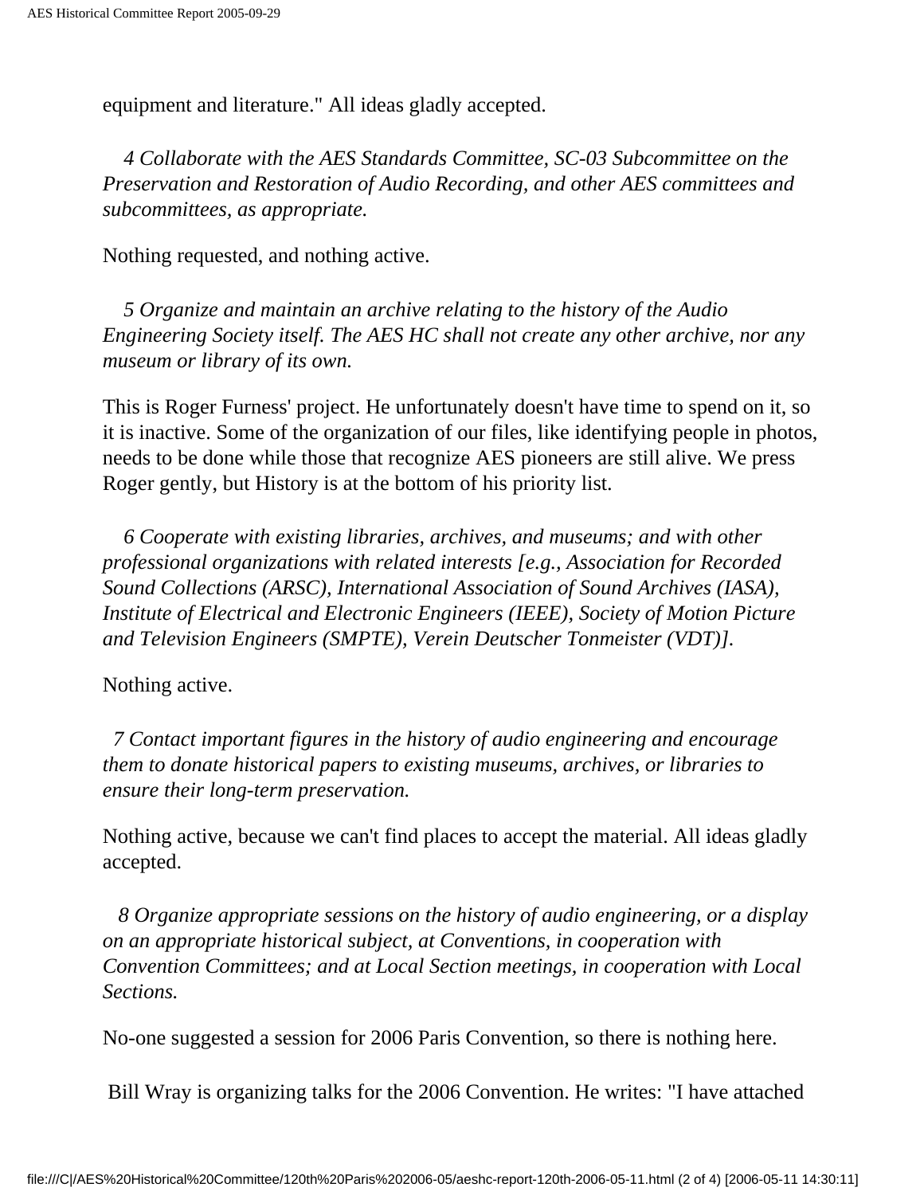equipment and literature." All ideas gladly accepted.

*4 Collaborate with the AES Standards Committee, SC-03 Subcommittee on the Preservation and Restoration of Audio Recording, and other AES committees and subcommittees, as appropriate.*

Nothing requested, and nothing active.

*5 Organize and maintain an archive relating to the history of the Audio Engineering Society itself. The AES HC shall not create any other archive, nor any museum or library of its own.*

This is Roger Furness' project. He unfortunately doesn't have time to spend on it, so it is inactive. Some of the organization of our files, like identifying people in photos, needs to be done while those that recognize AES pioneers are still alive. We press Roger gently, but History is at the bottom of his priority list.

*6 Cooperate with existing libraries, archives, and museums; and with other professional organizations with related interests [e.g., Association for Recorded Sound Collections (ARSC), International Association of Sound Archives (IASA), Institute of Electrical and Electronic Engineers (IEEE), Society of Motion Picture and Television Engineers (SMPTE), Verein Deutscher Tonmeister (VDT)].*

Nothing active.

*7 Contact important figures in the history of audio engineering and encourage them to donate historical papers to existing museums, archives, or libraries to ensure their long-term preservation.*

Nothing active, because we can't find places to accept the material. All ideas gladly accepted.

*8 Organize appropriate sessions on the history of audio engineering, or a display on an appropriate historical subject, at Conventions, in cooperation with Convention Committees; and at Local Section meetings, in cooperation with Local Sections.*

No-one suggested a session for 2006 Paris Convention, so there is nothing here.

Bill Wray is organizing talks for the 2006 Convention. He writes: "I have attached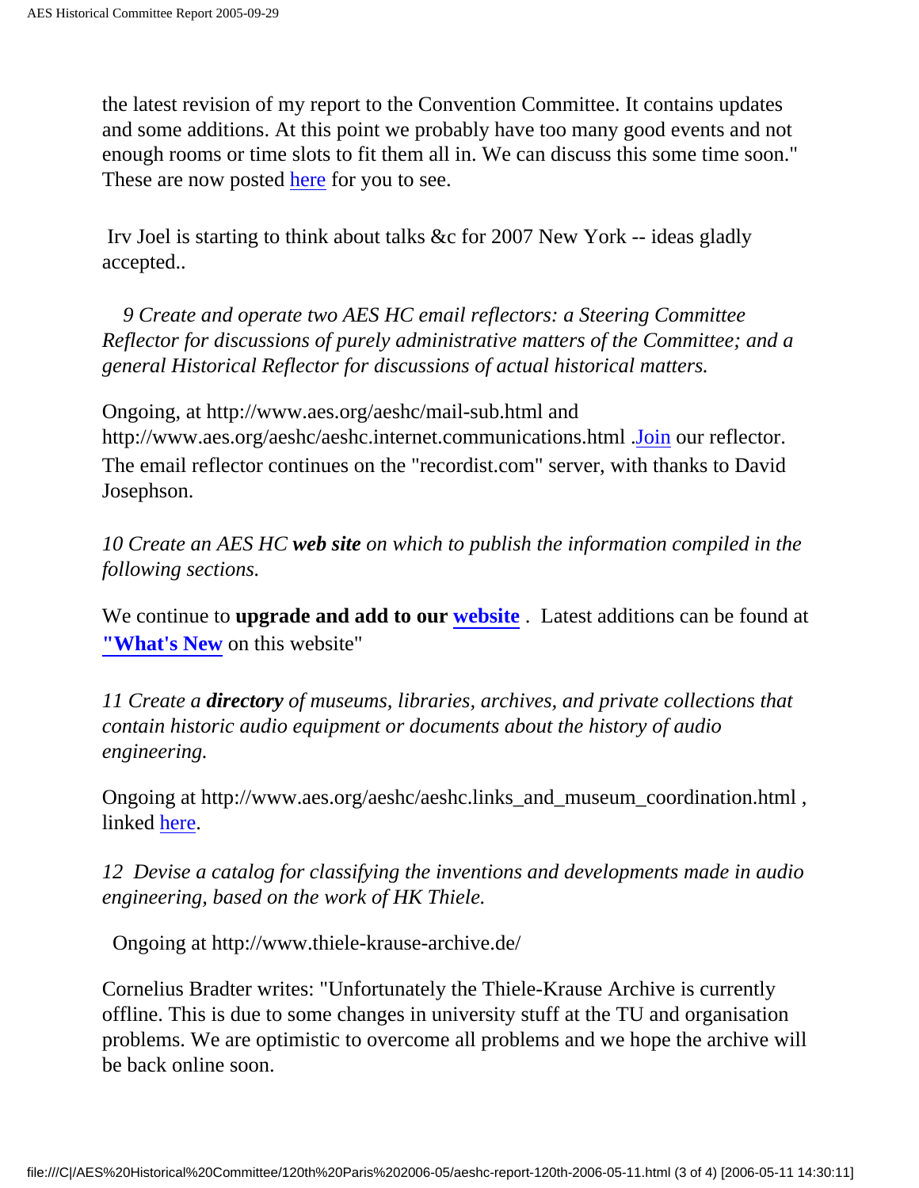the latest revision of my report to the Convention Committee. It contains updates and some additions. At this point we probably have too many good events and not enough rooms or time slots to fit them all in. We can discuss this some time soon." These are now posted here for you to see.

Irv Joel is starting to think about talks &c for 2007 New York -- ideas gladly accepted..

*9 Create and operate two AES HC email reflectors: a Steering Committee Reflector for discussions of purely administrative matters of the Committee; and a general Historical Reflector for discussions of actual historical matters.*

Ongoing, at http://www.aes.org/aeshc/mail-sub.html and http://www.aes.org/aeshc/aeshc.internet.communications.html .Join our reflector. The email reflector continues on the "recordist.com" server, with thanks to David Josephson.

*10 Create an AES HC **web site** on which to publish the information compiled in the following sections.*

We continue to **upgrade and add to our website** . Latest additions can be found at **"What's New** on this website"

*11 Create a **directory** of museums, libraries, archives, and private collections that contain historic audio equipment or documents about the history of audio engineering.*

Ongoing at http://www.aes.org/aeshc/aeshc.links_and_museum_coordination.html , linked here.

*12 Devise a catalog for classifying the inventions and developments made in audio engineering, based on the work of HK Thiele.*

Ongoing at http://www.thiele-krause-archive.de/

Cornelius Bradter writes: "Unfortunately the Thiele-Krause Archive is currently offline. This is due to some changes in university stuff at the TU and organisation problems. We are optimistic to overcome all problems and we hope the archive will be back online soon.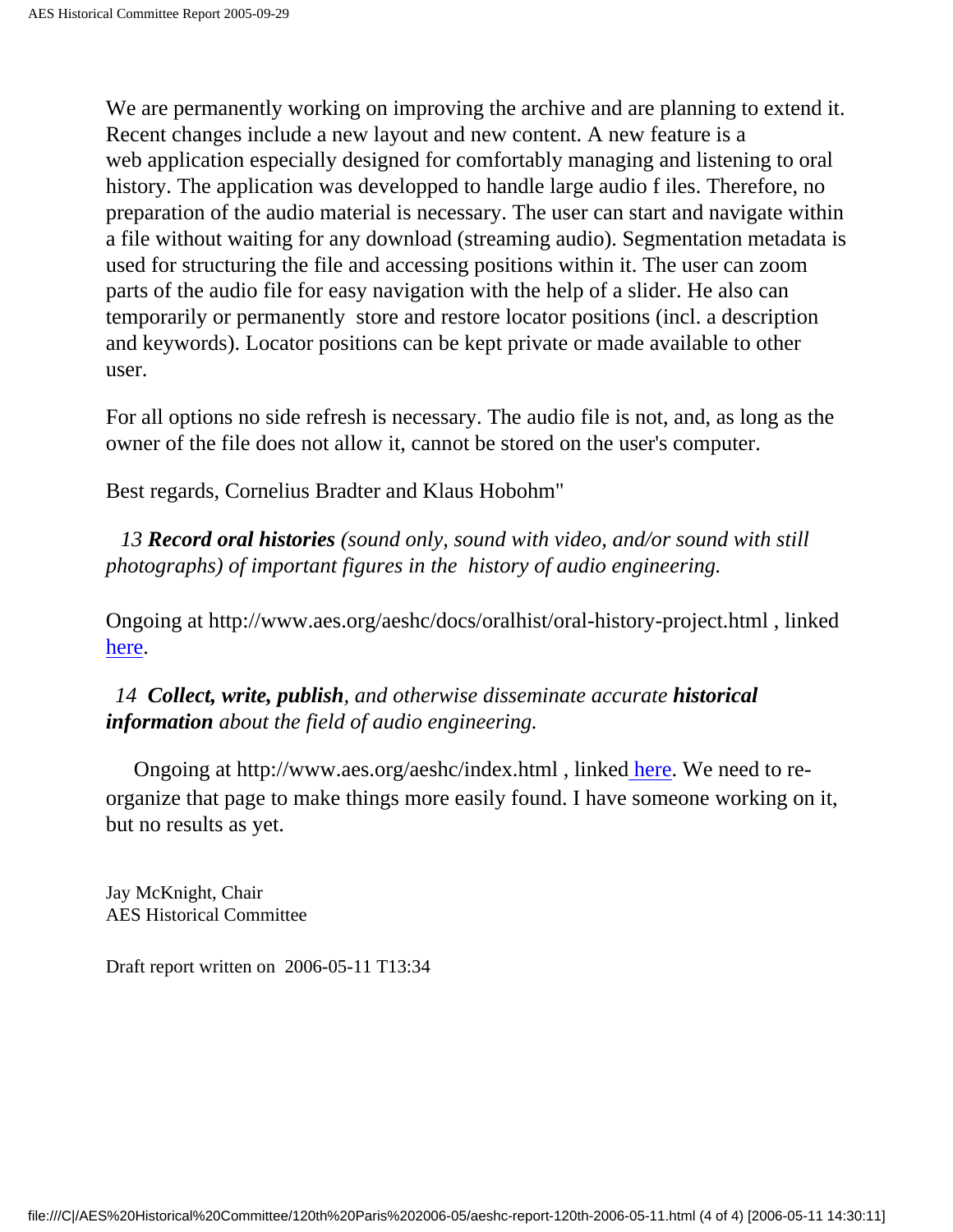We are permanently working on improving the archive and are planning to extend it. Recent changes include a new layout and new content. A new feature is a web application especially designed for comfortably managing and listening to oral history. The application was developped to handle large audio f iles. Therefore, no preparation of the audio material is necessary. The user can start and navigate within a file without waiting for any download (streaming audio). Segmentation metadata is used for structuring the file and accessing positions within it. The user can zoom parts of the audio file for easy navigation with the help of a slider. He also can temporarily or permanently store and restore locator positions (incl. a description and keywords). Locator positions can be kept private or made available to other user.

For all options no side refresh is necessary. The audio file is not, and, as long as the owner of the file does not allow it, cannot be stored on the user's computer.

Best regards, Cornelius Bradter and Klaus Hobohm"

*13* ***Record oral histories*** *(sound only, sound with video, and/or sound with still photographs) of important figures in the history of audio engineering.*

Ongoing at http://www.aes.org/aeshc/docs/oralhist/oral-history-project.html , linked here.

*14* ***Collect, write, publish****, and otherwise disseminate accurate* ***historical information*** *about the field of audio engineering.*

Ongoing at http://www.aes.org/aeshc/index.html , linked here. We need to re-organize that page to make things more easily found. I have someone working on it, but no results as yet.

Jay McKnight, Chair
AES Historical Committee

Draft report written on 2006-05-11 T13:34